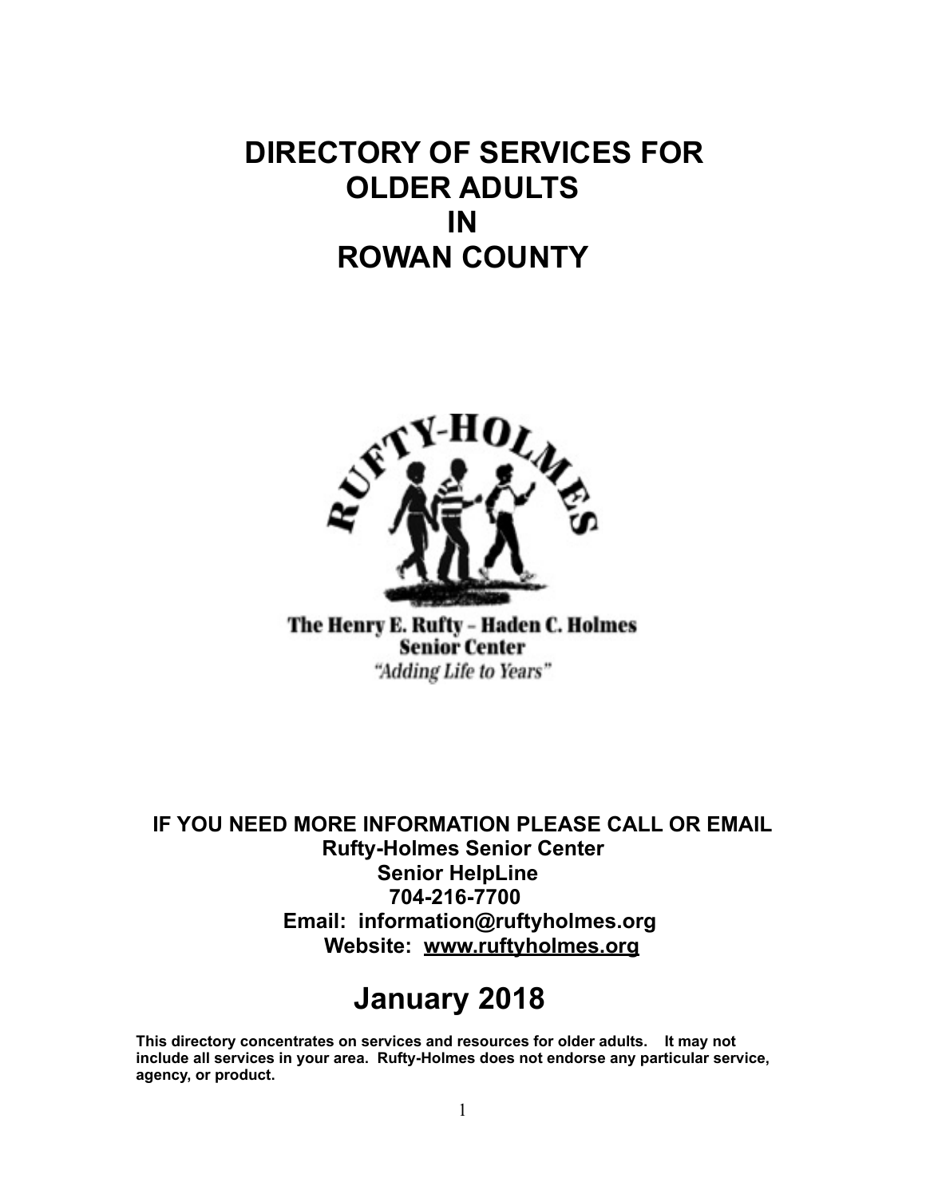# DIRECTORY OF SERVICES FOR OLDER ADULTS IN ROWAN COUNTY

RUFTY-HOLMES

The Henry E. Rufty – Haden C. Holmes
Senior Center
*"Adding Life to Years"*

**IF YOU NEED MORE INFORMATION PLEASE CALL OR EMAIL**
**Rufty-Holmes Senior Center**
**Senior HelpLine**
**704-216-7700**
**Email: information@ruftyholmes.org**
**Website: www.ruftyholmes.org**

## January 2018

**This directory concentrates on services and resources for older adults. It may not include all services in your area. Rufty-Holmes does not endorse any particular service, agency, or product.**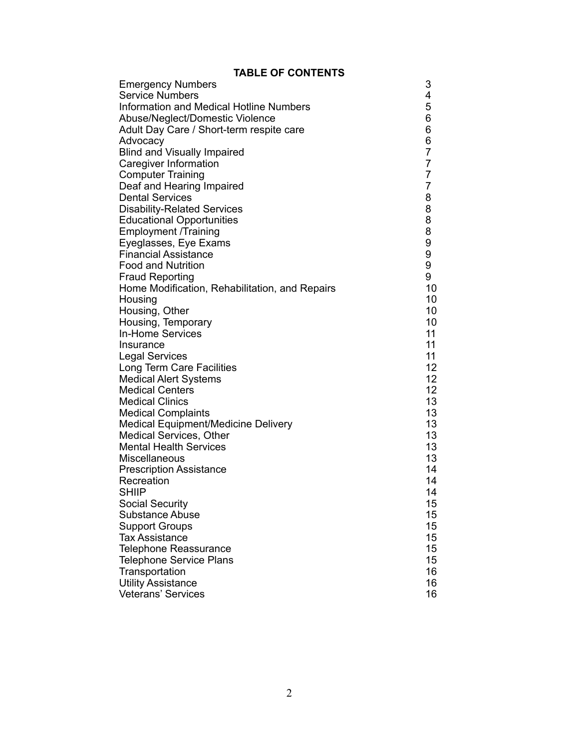## TABLE OF CONTENTS

| | |
|---|---|
| Emergency Numbers | 3 |
| Service Numbers | 4 |
| Information and Medical Hotline Numbers | 5 |
| Abuse/Neglect/Domestic Violence | 6 |
| Adult Day Care / Short-term respite care | 6 |
| Advocacy | 6 |
| Blind and Visually Impaired | 7 |
| Caregiver Information | 7 |
| Computer Training | 7 |
| Deaf and Hearing Impaired | 7 |
| Dental Services | 8 |
| Disability-Related Services | 8 |
| Educational Opportunities | 8 |
| Employment /Training | 8 |
| Eyeglasses, Eye Exams | 9 |
| Financial Assistance | 9 |
| Food and Nutrition | 9 |
| Fraud Reporting | 9 |
| Home Modification, Rehabilitation, and Repairs | 10 |
| Housing | 10 |
| Housing, Other | 10 |
| Housing, Temporary | 10 |
| In-Home Services | 11 |
| Insurance | 11 |
| Legal Services | 11 |
| Long Term Care Facilities | 12 |
| Medical Alert Systems | 12 |
| Medical Centers | 12 |
| Medical Clinics | 13 |
| Medical Complaints | 13 |
| Medical Equipment/Medicine Delivery | 13 |
| Medical Services, Other | 13 |
| Mental Health Services | 13 |
| Miscellaneous | 13 |
| Prescription Assistance | 14 |
| Recreation | 14 |
| SHIIP | 14 |
| Social Security | 15 |
| Substance Abuse | 15 |
| Support Groups | 15 |
| Tax Assistance | 15 |
| Telephone Reassurance | 15 |
| Telephone Service Plans | 15 |
| Transportation | 16 |
| Utility Assistance | 16 |
| Veterans' Services | 16 |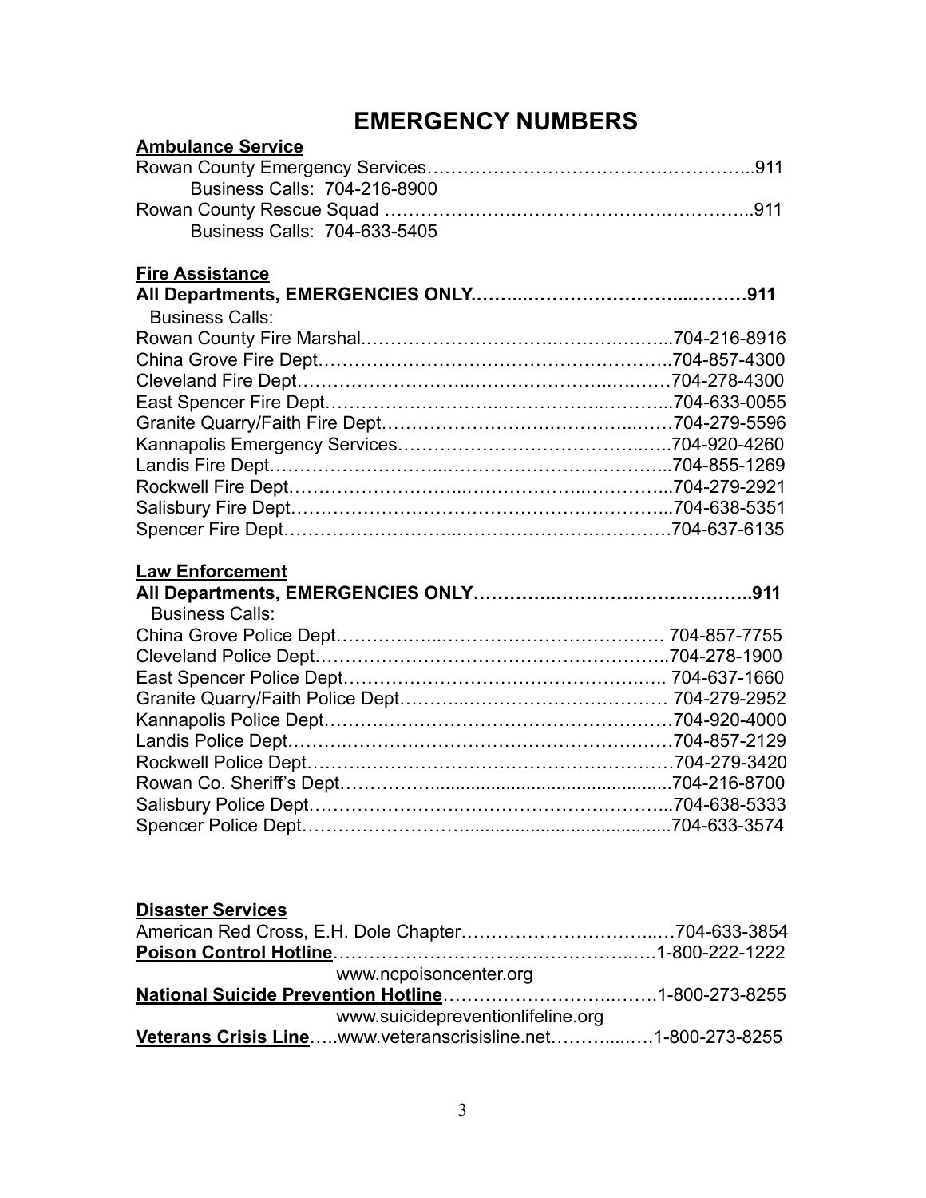# EMERGENCY NUMBERS

**Ambulance Service**

Rowan County Emergency Services……………………………………………...911
Business Calls: 704-216-8900

Rowan County Rescue Squad ……………………………………………………...911
Business Calls: 704-633-5405

**Fire Assistance**

**All Departments, EMERGENCIES ONLY……...………………………...………911**

Business Calls:

Rowan County Fire Marshal…………………………………………………...704-216-8916
China Grove Fire Dept……………………………………………………...704-857-4300
Cleveland Fire Dept………………………………………………………704-278-4300
East Spencer Fire Dept……………………………………………………...704-633-0055
Granite Quarry/Faith Fire Dept………………………………………………704-279-5596
Kannapolis Emergency Services…………………………………………...704-920-4260
Landis Fire Dept……………………………………………………...704-855-1269
Rockwell Fire Dept……………………………………………………...704-279-2921
Salisbury Fire Dept……………………………………………………...704-638-5351
Spencer Fire Dept………………………………………………………704-637-6135

**Law Enforcement**

**All Departments, EMERGENCIES ONLY…………...………………………………..911**

Business Calls:

China Grove Police Dept…………………………………………………… 704-857-7755
Cleveland Police Dept……………………………………………………..704-278-1900
East Spencer Police Dept…………………………………………………... 704-637-1660
Granite Quarry/Faith Police Dept……………………………………… 704-279-2952
Kannapolis Police Dept……………………………………………………704-920-4000
Landis Police Dept……………………………………………………704-857-2129
Rockwell Police Dept……………………………………………………704-279-3420
Rowan Co. Sheriff's Dept……………..................................................704-216-8700
Salisbury Police Dept……………………………………………………...704-638-5333
Spencer Police Dept……………………........................................704-633-3574

**Disaster Services**

American Red Cross, E.H. Dole Chapter………………………………...…704-633-3854

**Poison Control Hotline**……………………………………………...…..1-800-222-1222
www.ncpoisoncenter.org

**National Suicide Prevention Hotline**………………………………..…….1-800-273-8255
www.suicidepreventionlifeline.org

**Veterans Crisis Line**…..www.veteranscrisisline.net………...….1-800-273-8255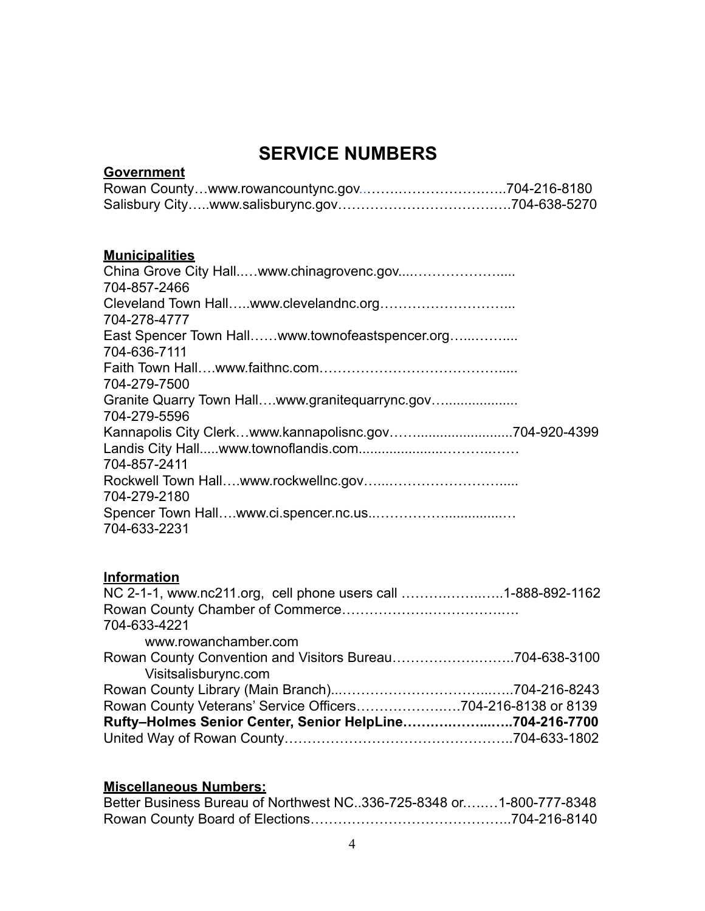# SERVICE NUMBERS

**Government**

Rowan County…www.rowancountync.gov……….…………….……..704-216-8180
Salisbury City…..www.salisburync.gov……………………………….704-638-5270

**Municipalities**

China Grove City Hall..…www.chinagrovenc.gov....………………..... 704-857-2466
Cleveland Town Hall…..www.clevelandnc.org………………………... 704-278-4777
East Spencer Town Hall……www.townofeastspencer.org…...……..... 704-636-7111
Faith Town Hall….www.faithnc.com…………………………………..... 704-279-7500
Granite Quarry Town Hall….www.granitequarrync.gov…................... 704-279-5596
Kannapolis City Clerk…www.kannapolisnc.gov…….......................704-920-4399
Landis City Hall.....www.townoflandis.com.....................………..…… 704-857-2411
Rockwell Town Hall….www.rockwellnc.gov…...……………………..... 704-279-2180
Spencer Town Hall….www.ci.spencer.nc.us..……………...............… 704-633-2231

**Information**

NC 2-1-1, www.nc211.org, cell phone users call ……….……...…..1-888-892-1162
Rowan County Chamber of Commerce……………….……………..…. 704-633-4221
www.rowanchamber.com
Rowan County Convention and Visitors Bureau……………….……..704-638-3100
Visitsalisburync.com
Rowan County Library (Main Branch)...…………………………...…..704-216-8243
Rowan County Veterans' Service Officers…………………..…704-216-8138 or 8139
**Rufty–Holmes Senior Center, Senior HelpLine…….….……...…..704-216-7700**
United Way of Rowan County………………………………………...704-633-1802

**Miscellaneous Numbers:**

Better Business Bureau of Northwest NC..336-725-8348 or.….…1-800-777-8348
Rowan County Board of Elections…………………………………..704-216-8140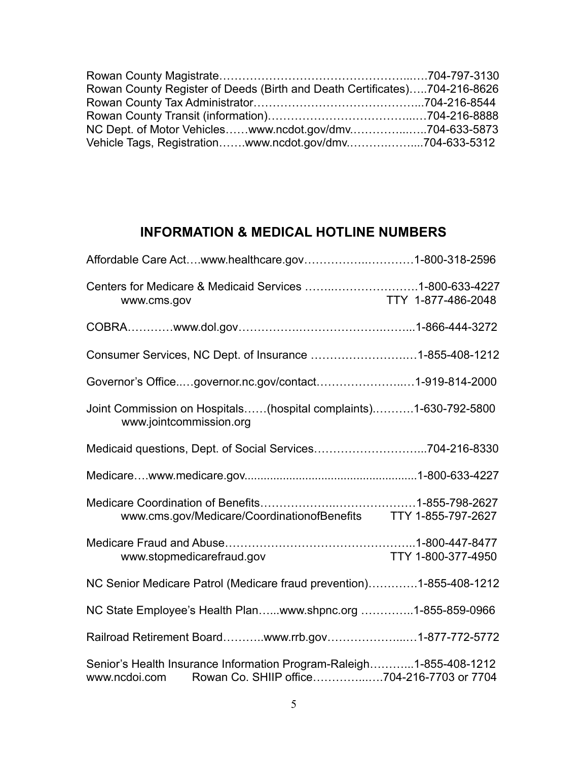Rowan County Magistrate……………………………………………..….704-797-3130
Rowan County Register of Deeds (Birth and Death Certificates)…..704-216-8626
Rowan County Tax Administrator……………………………………...704-216-8544
Rowan County Transit (information)…………………………………..…704-216-8888
NC Dept. of Motor Vehicles……www.ncdot.gov/dmv.…………...…..704-633-5873
Vehicle Tags, Registration…….www.ncdot.gov/dmv.…………….…....704-633-5312

## INFORMATION & MEDICAL HOTLINE NUMBERS

Affordable Care Act….www.healthcare.gov……………..……….1-800-318-2596

Centers for Medicare & Medicaid Services ……..……………………1-800-633-4227
www.cms.gov TTY 1-877-486-2048

COBRA…………www.dol.gov…………….…………………….……...1-866-444-3272

Consumer Services, NC Dept. of Insurance ………………………..…1-855-408-1212

Governor's Office..…governor.nc.gov/contact……………………...…1-919-814-2000

Joint Commission on Hospitals……(hospital complaints).……….1-630-792-5800
www.jointcommission.org

Medicaid questions, Dept. of Social Services………………………....704-216-8330

Medicare….www.medicare.gov.....................................................1-800-633-4227

Medicare Coordination of Benefits………………..…………………1-855-798-2627
www.cms.gov/Medicare/CoordinationofBenefits TTY 1-855-797-2627

Medicare Fraud and Abuse…………………………………………...1-800-447-8477
www.stopmedicarefraud.gov TTY 1-800-377-4950

NC Senior Medicare Patrol (Medicare fraud prevention)………….1-855-408-1212

NC State Employee's Health Plan…...www.shpnc.org …………..1-855-859-0966

Railroad Retirement Board………..www.rrb.gov……………….....…1-877-772-5772

Senior's Health Insurance Information Program-Raleigh………...1-855-408-1212
www.ncdoi.com Rowan Co. SHIIP office…………..….704-216-7703 or 7704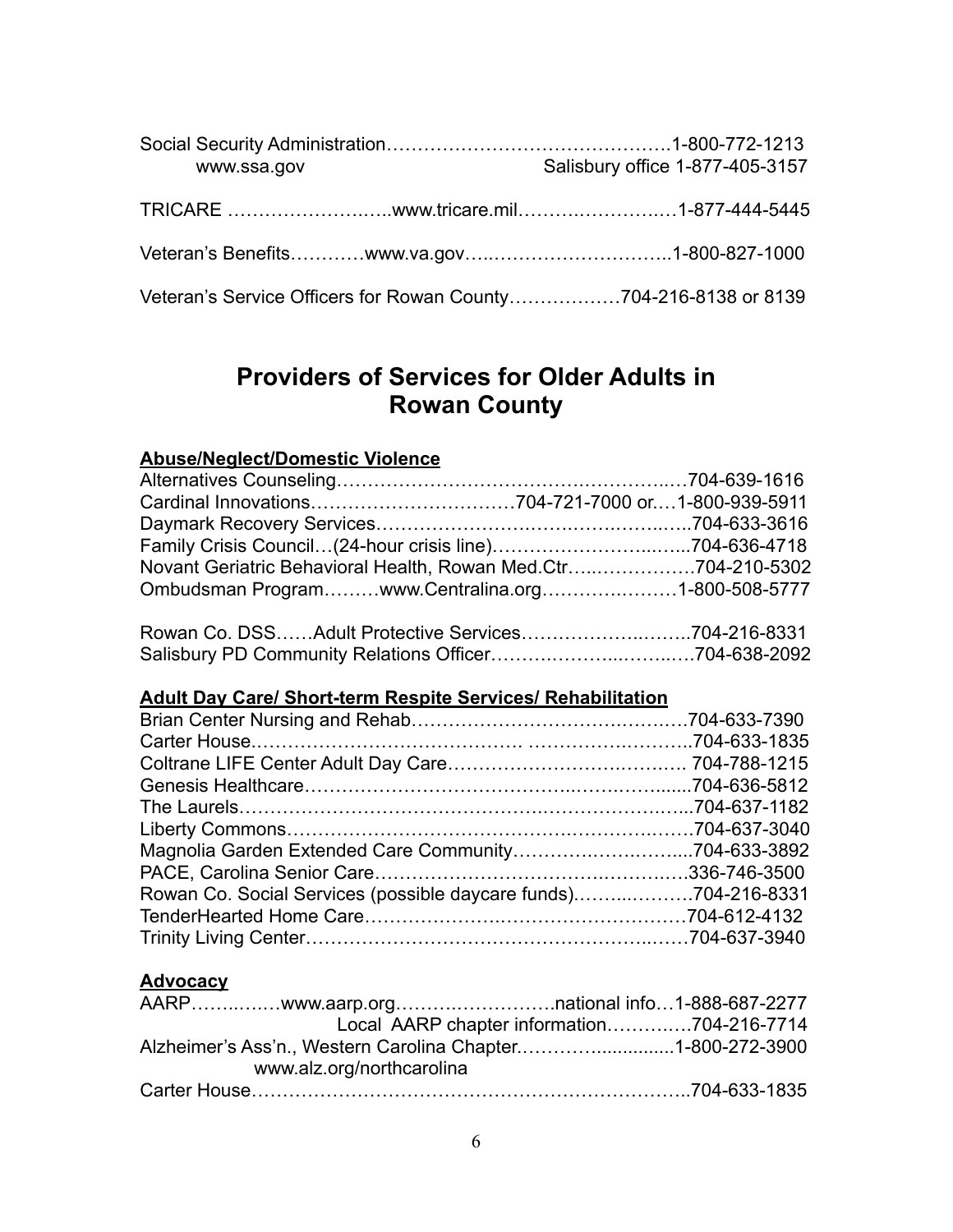Social Security Administration……………………………………….1-800-772-1213
www.ssa.gov Salisbury office 1-877-405-3157

TRICARE ……………………..www.tricare.mil……….…………..…1-877-444-5445

Veteran's Benefits…………www.va.gov…..……………………….1-800-827-1000

Veteran's Service Officers for Rowan County………………704-216-8138 or 8139

# Providers of Services for Older Adults in Rowan County

**Abuse/Neglect/Domestic Violence**

Alternatives Counseling……………………………….…………...…704-639-1616
Cardinal Innovations……………………………704-721-7000 or.…1-800-939-5911
Daymark Recovery Services…………………….…..……..……..…..704-633-3616
Family Crisis Council…(24-hour crisis line)………………………...…..704-636-4718
Novant Geriatric Behavioral Health, Rowan Med.Ctr…..…………….704-210-5302
Ombudsman Program………www.Centralina.org…………..………1-800-508-5777

Rowan Co. DSS……Adult Protective Services……………….……..704-216-8331
Salisbury PD Community Relations Officer………..……...……..…704-638-2092

**Adult Day Care/ Short-term Respite Services/ Rehabilitation**

Brian Center Nursing and Rehab…………………………………….…704-633-7390
Carter House.…………………………………. ……………….………..704-633-1835
Coltrane LIFE Center Adult Day Care…………………………….……. 704-788-1215
Genesis Healthcare…………………………………..…….…….........704-636-5812
The Laurels……………………..…………..………..……………….…...704-637-1182
Liberty Commons…………………………………….…………….…….704-637-3040
Magnolia Garden Extended Care Community………….……..….....704-633-3892
PACE, Carolina Senior Care……………………………………….…..336-746-3500
Rowan Co. Social Services (possible daycare funds).……..……….704-216-8331
TenderHearted Home Care……………….…………………….………704-612-4132
Trinity Living Center…………………………………………………...……704-637-3940

**Advocacy**

AARP……..……www.aarp.org……….…………….national info…1-888-687-2277
Local AARP chapter information………..…704-216-7714
Alzheimer's Ass'n., Western Carolina Chapter.…………..............1-800-272-3900
www.alz.org/northcarolina
Carter House…………………………………………………………..704-633-1835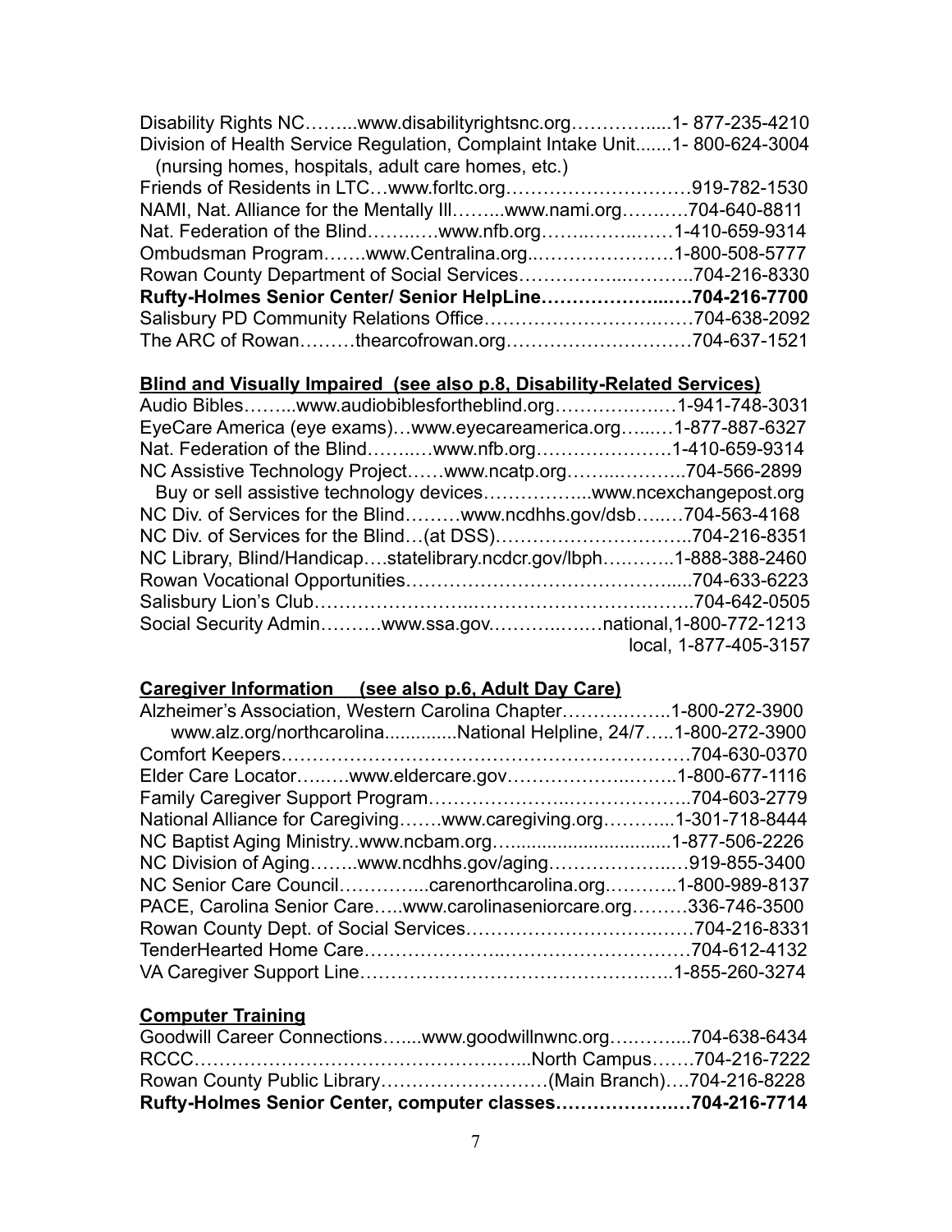Disability Rights NC……...www.disabilityrightsnc.org…………......1- 877-235-4210
Division of Health Service Regulation, Complaint Intake Unit.......1- 800-624-3004
(nursing homes, hospitals, adult care homes, etc.)
Friends of Residents in LTC…www.forltc.org…………………………919-782-1530
NAMI, Nat. Alliance for the Mentally Ill……...www.nami.org……….704-640-8811
Nat. Federation of the Blind……..…www.nfb.org……..……..……1-410-659-9314
Ombudsman Program…….www.Centralina.org..…………………1-800-508-5777
Rowan County Department of Social Services…………….....………..704-216-8330
**Rufty-Holmes Senior Center/ Senior HelpLine……………….....…704-216-7700**
Salisbury PD Community Relations Office………………………...……704-638-2092
The ARC of Rowan………thearcofrowan.org……………….…………704-637-1521

## Blind and Visually Impaired (see also p.8, Disability-Related Services)

Audio Bibles……...www.audiobiblesfortheblind.org…………..…..…1-941-748-3031
EyeCare America (eye exams)…www.eyecareamerica.org…...…1-877-887-6327
Nat. Federation of the Blind……..…www.nfb.org…………………1-410-659-9314
NC Assistive Technology Project……www.ncatp.org……...………..704-566-2899
Buy or sell assistive technology devices……………...www.ncexchangepost.org
NC Div. of Services for the Blind………www.ncdhhs.gov/dsb….…704-563-4168
NC Div. of Services for the Blind…(at DSS)…………………………..704-216-8351
NC Library, Blind/Handicap….statelibrary.ncdcr.gov/lbph….……..1-888-388-2460
Rowan Vocational Opportunities……………………………………....704-633-6223
Salisbury Lion's Club……………………...…………………….……..704-642-0505
Social Security Admin……….www.ssa.gov.………..……national,1-800-772-1213
local, 1-877-405-3157

## Caregiver Information (see also p.6, Adult Day Care)

Alzheimer's Association, Western Carolina Chapter……….……..1-800-272-3900
www.alz.org/northcarolina..............National Helpline, 24/7…..1-800-272-3900
Comfort Keepers……………………………………………………………704-630-0370
Elder Care Locator…..….www.eldercare.gov…………………...……..1-800-677-1116
Family Caregiver Support Program…………………..………………..704-603-2779
National Alliance for Caregiving…….www.caregiving.org………...1-301-718-8444
NC Baptist Aging Ministry..www.ncbam.org…..............................1-877-506-2226
NC Division of Aging……..www.ncdhhs.gov/aging…………………..919-855-3400
NC Senior Care Council…………...carenorthcarolina.org.………..1-800-989-8137
PACE, Carolina Senior Care…..www.carolinaseniorcare.org………336-746-3500
Rowan County Dept. of Social Services…………………………...……704-216-8331
TenderHearted Home Care…………………..…………………………704-612-4132
VA Caregiver Support Line…………………………………………..…..1-855-260-3274

## Computer Training

Goodwill Career Connections….....www.goodwillnwnc.org…..……....704-638-6434
RCCC………………………………………….…...North Campus…….704-216-7222
Rowan County Public Library………………………(Main Branch)….704-216-8228
**Rufty-Holmes Senior Center, computer classes……………….…704-216-7714**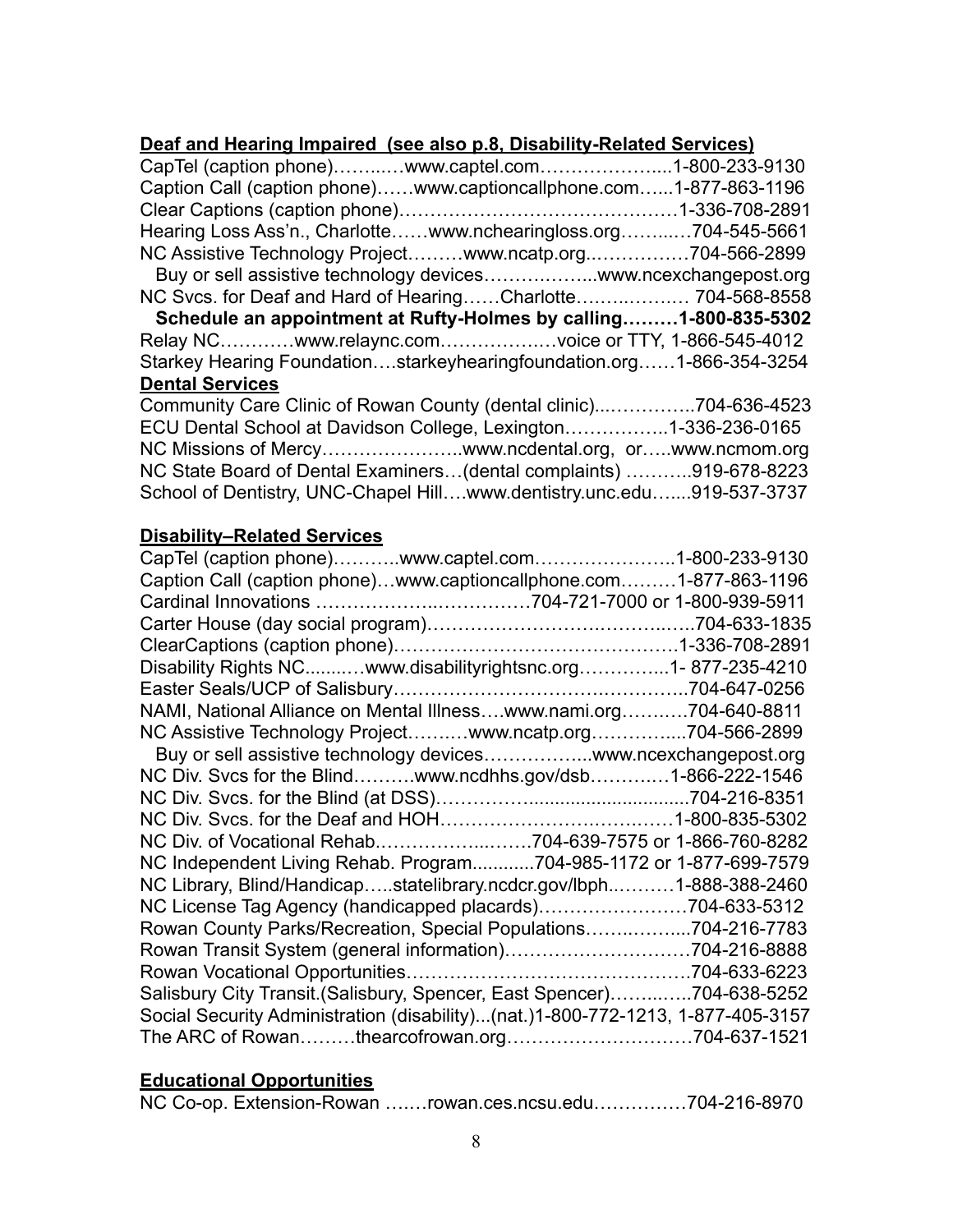**Deaf and Hearing Impaired (see also p.8, Disability-Related Services)**

CapTel (caption phone)……..…www.captel.com………………....1-800-233-9130
Caption Call (caption phone)……www.captioncallphone.com…...1-877-863-1196
Clear Captions (caption phone)………………………………….……1-336-708-2891
Hearing Loss Ass'n., Charlotte……www.nchearingloss.org……..…704-545-5661
NC Assistive Technology Project………www.ncatp.org..……………704-566-2899
Buy or sell assistive technology devices……….……...www.ncexchangepost.org
NC Svcs. for Deaf and Hard of Hearing……Charlotte…….…….…… 704-568-8558
**Schedule an appointment at Rufty-Holmes by calling………1-800-835-5302**
Relay NC…………www.relaync.com…………….…voice or TTY, 1-866-545-4012
Starkey Hearing Foundation….starkeyhearingfoundation.org……1-866-354-3254

**Dental Services**

Community Care Clinic of Rowan County (dental clinic)....…………..704-636-4523
ECU Dental School at Davidson College, Lexington……………..1-336-236-0165
NC Missions of Mercy…………………..www.ncdental.org, or…..www.ncmom.org
NC State Board of Dental Examiners…(dental complaints) ………..919-678-8223
School of Dentistry, UNC-Chapel Hill….www.dentistry.unc.edu…....919-537-3737

**Disability–Related Services**

CapTel (caption phone)………..www.captel.com…………………..1-800-233-9130
Caption Call (caption phone)…www.captioncallphone.com………1-877-863-1196
Cardinal Innovations ……………….…………704-721-7000 or 1-800-939-5911
Carter House (day social program)………………………….……..….704-633-1835
ClearCaptions (caption phone)………………………………………1-336-708-2891
Disability Rights NC.........…www.disabilityrightsnc.org…………...1- 877-235-4210
Easter Seals/UCP of Salisbury…………………………………….……..704-647-0256
NAMI, National Alliance on Mental Illness….www.nami.org……..….704-640-8811
NC Assistive Technology Project……..…www.ncatp.org………….....704-566-2899
Buy or sell assistive technology devices……………...www.ncexchangepost.org
NC Div. Svcs for the Blind……….www.ncdhhs.gov/dsb………..…1-866-222-1546
NC Div. Svcs. for the Blind (at DSS)……………..................................704-216-8351
NC Div. Svcs. for the Deaf and HOH…………………….……….……1-800-835-5302
NC Div. of Vocational Rehab……………..…….704-639-7575 or 1-866-760-8282
NC Independent Living Rehab. Program............704-985-1172 or 1-877-699-7579
NC Library, Blind/Handicap…..statelibrary.ncdcr.gov/lbph..………1-888-388-2460
NC License Tag Agency (handicapped placards)……………………704-633-5312
Rowan County Parks/Recreation, Special Populations……..……....704-216-7783
Rowan Transit System (general information)…………………….……704-216-8888
Rowan Vocational Opportunities……………………………………….704-633-6223
Salisbury City Transit.(Salisbury, Spencer, East Spencer)……..…..704-638-5252
Social Security Administration (disability)...(nat.)1-800-772-1213, 1-877-405-3157
The ARC of Rowan………thearcofrowan.org……………….…………704-637-1521

**Educational Opportunities**

NC Co-op. Extension-Rowan ….…rowan.ces.ncsu.edu……………704-216-8970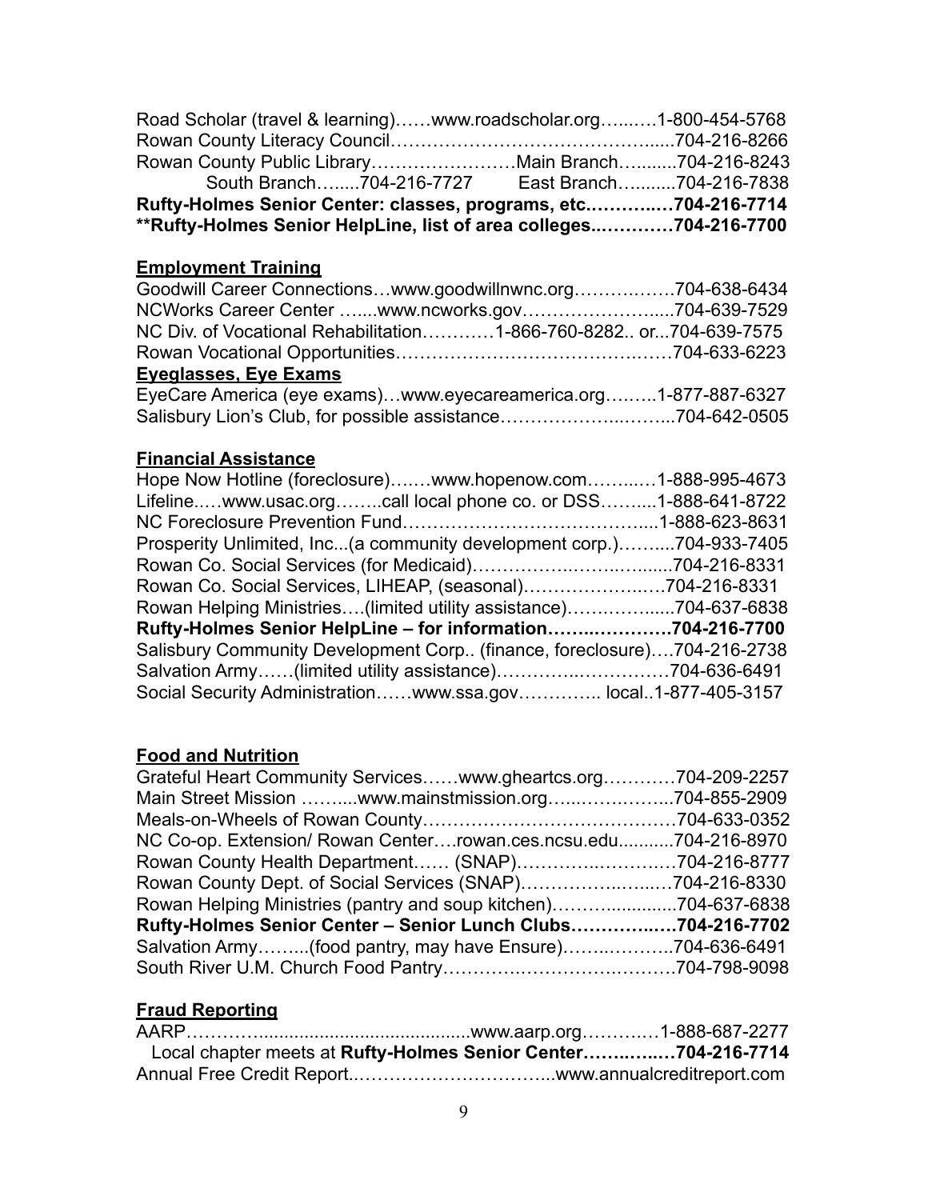Road Scholar (travel & learning)……www.roadscholar.org…...…1-800-454-5768
Rowan County Literacy Council…………………………………….....704-216-8266
Rowan County Public Library……………………Main Branch….......704-216-8243
South Branch…....704-216-7727 East Branch….......704-216-7838
**Rufty-Holmes Senior Center: classes, programs, etc.…………..…704-216-7714**
****Rufty-Holmes Senior HelpLine, list of area colleges..…………704-216-7700**

## Employment Training

Goodwill Career Connections…www.goodwillnwnc.org……….……704-638-6434
NCWorks Career Center …....www.ncworks.gov………………….....704-639-7529
NC Div. of Vocational Rehabilitation…………1-866-760-8282.. or...704-639-7575
Rowan Vocational Opportunities……………………………………..……704-633-6223

## Eyeglasses, Eye Exams

EyeCare America (eye exams)…www.eyecareamerica.org……...1-877-887-6327
Salisbury Lion's Club, for possible assistance………………...……...704-642-0505

## Financial Assistance

Hope Now Hotline (foreclosure)….…www.hopenow.com……...…1-888-995-4673
Lifeline..…www.usac.org……..call local phone co. or DSS…….....1-888-641-8722
NC Foreclosure Prevention Fund…………………………………....1-888-623-8631
Prosperity Unlimited, Inc...(a community development corp.)……....704-933-7405
Rowan Co. Social Services (for Medicaid)……………..……..….......704-216-8331
Rowan Co. Social Services, LIHEAP, (seasonal)……………….….704-216-8331
Rowan Helping Ministries….(limited utility assistance)……….…......704-637-6838
**Rufty-Holmes Senior HelpLine – for information……..…………704-216-7700**
Salisbury Community Development Corp.. (finance, foreclosure)….704-216-2738
Salvation Army……(limited utility assistance)…………..……………704-636-6491
Social Security Administration……www.ssa.gov………….. local..1-877-405-3157

## Food and Nutrition

Grateful Heart Community Services……www.gheartcs.org…………704-209-2257
Main Street Mission ……....www.mainstmission.org…...……………...704-855-2909
Meals-on-Wheels of Rowan County……………………………………704-633-0352
NC Co-op. Extension/ Rowan Center….rowan.ces.ncsu.edu...........704-216-8970
Rowan County Health Department…… (SNAP)…………..…………704-216-8777
Rowan County Dept. of Social Services (SNAP)……………..…...…704-216-8330
Rowan Helping Ministries (pantry and soup kitchen)……….............704-637-6838
**Rufty-Holmes Senior Center – Senior Lunch Clubs…………..…704-216-7702**
Salvation Army……...(food pantry, may have Ensure)……..……...704-636-6491
South River U.M. Church Food Pantry……………………….……….704-798-9098

## Fraud Reporting

AARP………….........................................www.aarp.org…………1-888-687-2277
Local chapter meets at **Rufty-Holmes Senior Center……..….…704-216-7714**
Annual Free Credit Report.…………………………...www.annualcreditreport.com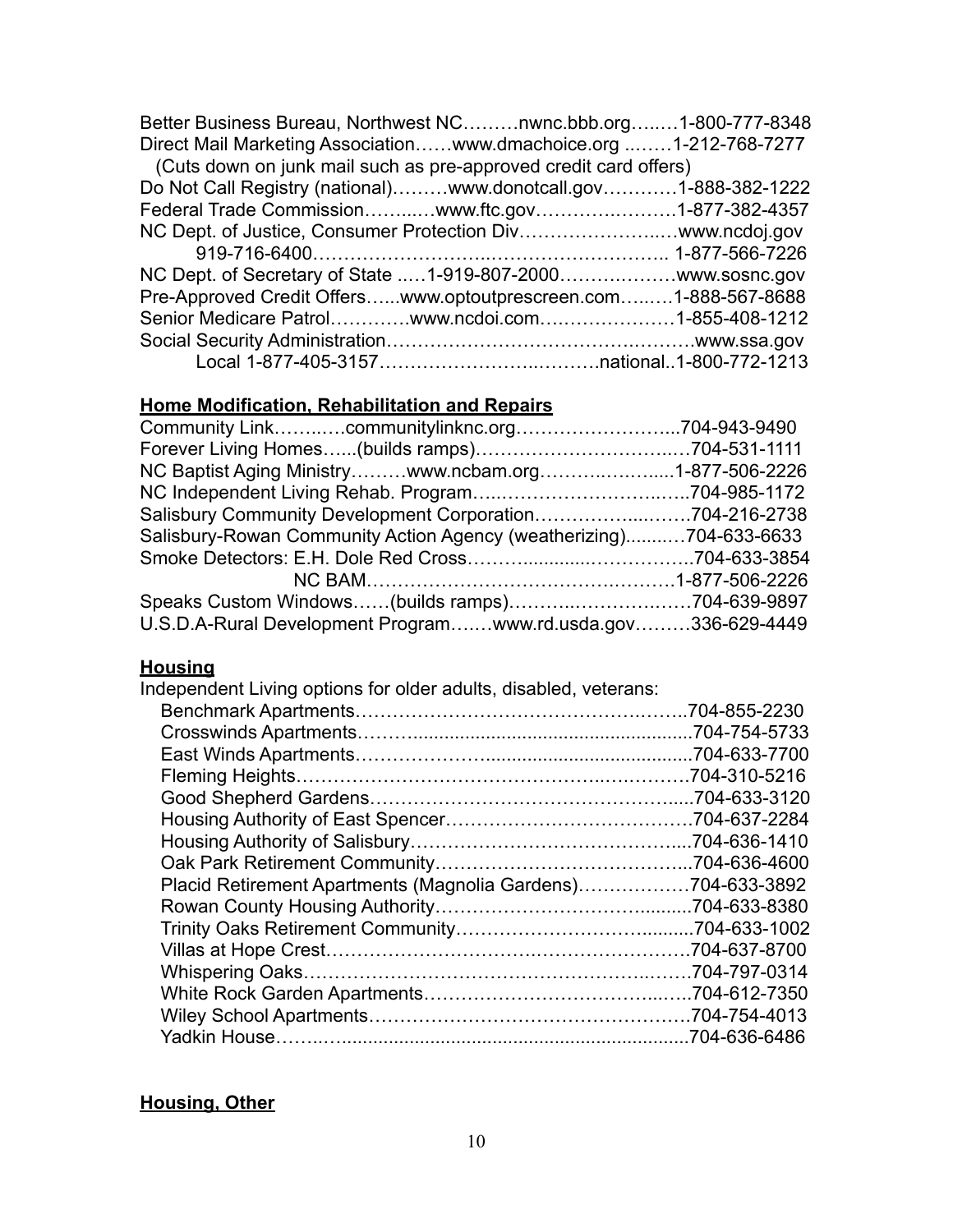Better Business Bureau, Northwest NC………nwnc.bbb.org…..…1-800-777-8348
Direct Mail Marketing Association……www.dmachoice.org ..……1-212-768-7277
(Cuts down on junk mail such as pre-approved credit card offers)
Do Not Call Registry (national)………www.donotcall.gov…………1-888-382-1222
Federal Trade Commission……..…www.ftc.gov…………….……….1-877-382-4357
NC Dept. of Justice, Consumer Protection Div…………………..…www.ncdoj.gov
919-716-6400………………………..……………………….. 1-877-566-7226
NC Dept. of Secretary of State ..…1-919-807-2000…………..……www.sosnc.gov
Pre-Approved Credit Offers…...www.optoutprescreen.com…..…1-888-567-8688
Senior Medicare Patrol………….www.ncdoi.com………….………1-855-408-1212
Social Security Administration….………………………………..………www.ssa.gov
Local 1-877-405-3157…………………..……….national..1-800-772-1213

## Home Modification, Rehabilitation and Repairs

Community Link……..….communitylinknc.org……………………...704-943-9490
Forever Living Homes…...(builds ramps)……………………………..…704-531-1111
NC Baptist Aging Ministry………www.ncbam.org……….……......1-877-506-2226
NC Independent Living Rehab. Program…...………………………..…..704-985-1172
Salisbury Community Development Corporation……………....…….704-216-2738
Salisbury-Rowan Community Action Agency (weatherizing)..........…704-633-6633
Smoke Detectors: E.H. Dole Red Cross……….............……………..704-633-3854
NC BAM……………………………………….………1-877-506-2226
Speaks Custom Windows……(builds ramps)………..………….……704-639-9897
U.S.D.A-Rural Development Program….…www.rd.usda.gov………336-629-4449

## Housing

Independent Living options for older adults, disabled, veterans:

Benchmark Apartments………………………………………….……..704-855-2230
Crosswinds Apartments………......................................................704-754-5733
East Winds Apartments……………….........................................704-633-7700
Fleming Heights……………………………………….…..………….704-310-5216
Good Shepherd Gardens…………………………………………......704-633-3120
Housing Authority of East Spencer………………………………….704-637-2284
Housing Authority of Salisbury……………………………………....704-636-1410
Oak Park Retirement Community…………………………………....704-636-4600
Placid Retirement Apartments (Magnolia Gardens)………………704-633-3892
Rowan County Housing Authority……………………………..........704-633-8380
Trinity Oaks Retirement Community……………………….............704-633-1002
Villas at Hope Crest……….……………….…………………………….704-637-8700
Whispering Oaks……………………………………………….…….704-797-0314
White Rock Garden Apartments………………………………....…..704-612-7350
Wiley School Apartments…………………………………………….704-754-4013
Yadkin House……..…...................................................................704-636-6486

## Housing, Other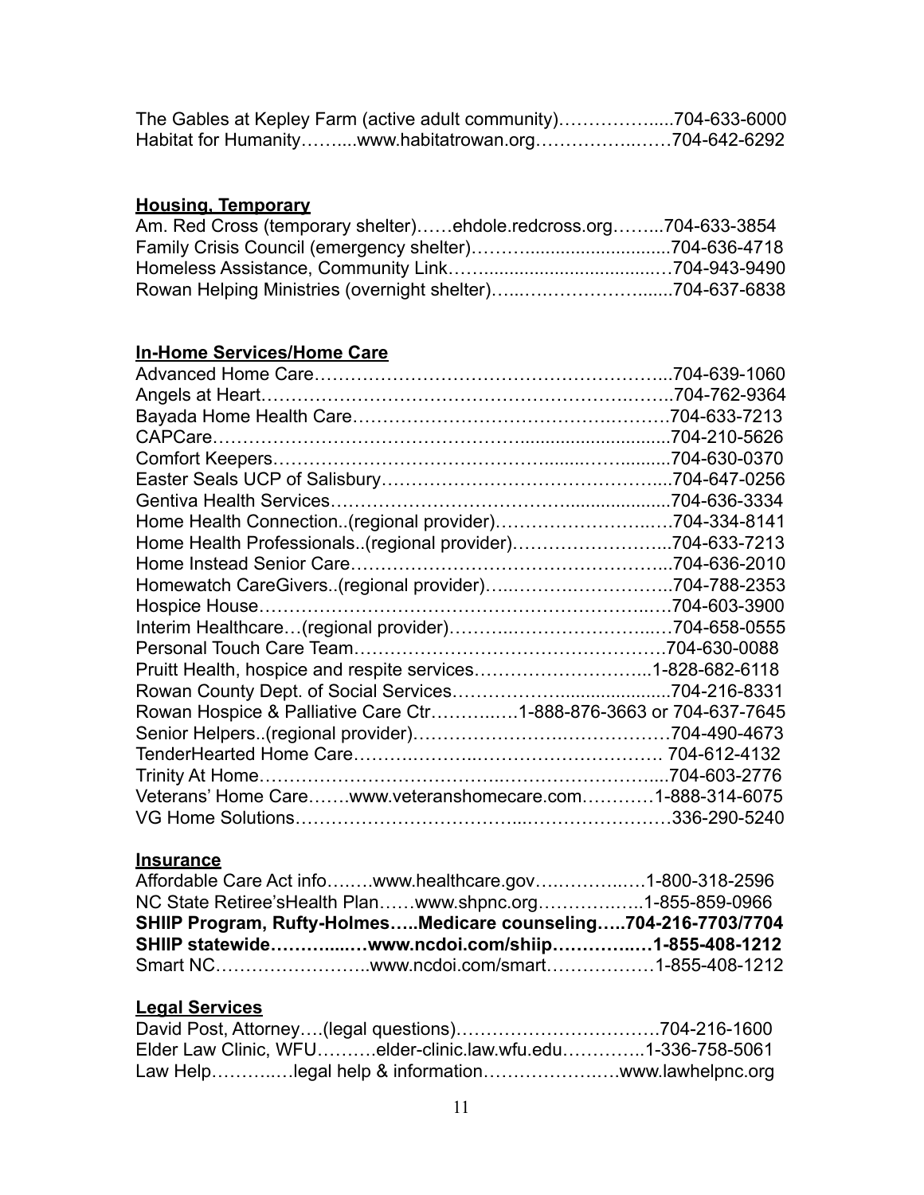The Gables at Kepley Farm (active adult community)……………......704-633-6000
Habitat for Humanity……....www.habitatrowan.org……………..……704-642-6292

**Housing, Temporary**

Am. Red Cross (temporary shelter)……ehdole.redcross.org……...704-633-3854
Family Crisis Council (emergency shelter)……….............................704-636-4718
Homeless Assistance, Community Link……..................................…704-943-9490
Rowan Helping Ministries (overnight shelter)…...……………….......704-637-6838

**In-Home Services/Home Care**

Advanced Home Care…………………………………………………...704-639-1060
Angels at Heart……………………………………………………..……..704-762-9364
Bayada Home Health Care…………………………………….……….704-633-7213
CAPCare……………………………………………..............................704-210-5626
Comfort Keepers…………………………………….........……...........704-630-0370
Easter Seals UCP of Salisbury……………………………………….....704-647-0256
Gentiva Health Services……………………………….......................704-636-3334
Home Health Connection..(regional provider)…………………….…704-334-8141
Home Health Professionals..(regional provider)……………………...704-633-7213
Home Instead Senior Care……………………………………………...704-636-2010
Homewatch CareGivers..(regional provider)…..……….……………..704-788-2353
Hospice House…………………………………………………….....….704-603-3900
Interim Healthcare…(regional provider)……….………………...…704-658-0555
Personal Touch Care Team…………………………………………….704-630-0088
Pruitt Health, hospice and respite services………………………...1-828-682-6118
Rowan County Dept. of Social Services…………….......................704-216-8331
Rowan Hospice & Palliative Care Ctr………..…1-888-876-3663 or 704-637-7645
Senior Helpers..(regional provider)……………………….……………704-490-4673
TenderHearted Home Care…………..……..……………………… 704-612-4132
Trinity At Home……………………………..……………………......704-603-2776
Veterans' Home Care…….www.veteranshomecare.com…………1-888-314-6075
VG Home Solutions…………………………...……………………336-290-5240

**Insurance**

Affordable Care Act info….….www.healthcare.gov….………..…1-800-318-2596
NC State Retiree'sHealth Plan……www.shpnc.org……………..…1-855-859-0966
**SHIIP Program, Rufty-Holmes…..Medicare counseling…..704-216-7703/7704**
**SHIIP statewide…………...…www.ncdoi.com/shiip……….….…1-855-408-1212**
Smart NC……………………..www.ncdoi.com/smart………………1-855-408-1212

**Legal Services**

David Post, Attorney….(legal questions)…………………………….704-216-1600
Elder Law Clinic, WFU……….elder-clinic.law.wfu.edu…………..1-336-758-5061
Law Help………..…legal help & information………………….…www.lawhelpnc.org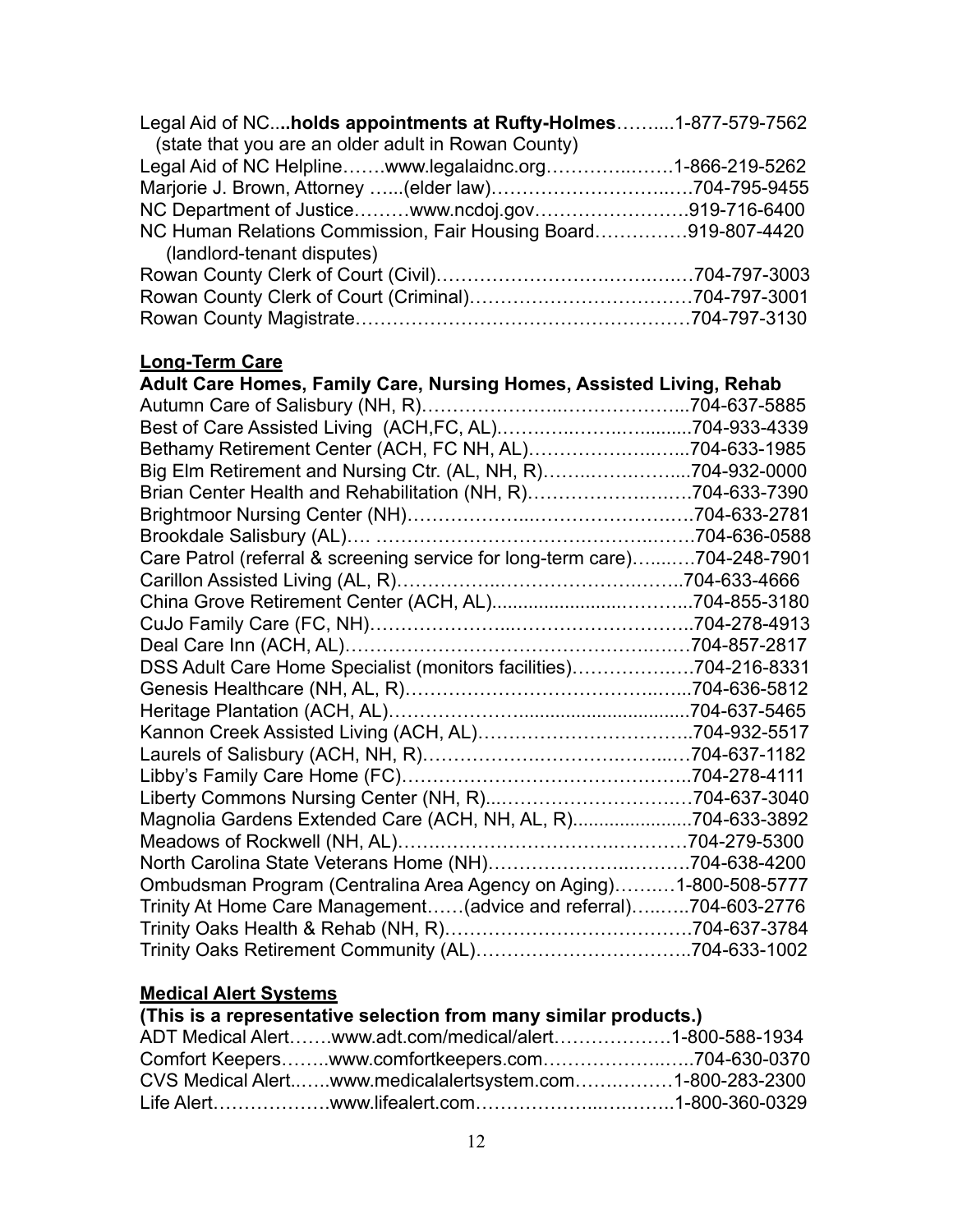Legal Aid of NC...**holds appointments at Rufty-Holmes**…….....1-877-579-7562
(state that you are an older adult in Rowan County)
Legal Aid of NC Helpline…….www.legalaidnc.org…………..…….1-866-219-5262
Marjorie J. Brown, Attorney …...(elder law)…………………………..….704-795-9455
NC Department of Justice………www.ncdoj.gov…………………….919-716-6400
NC Human Relations Commission, Fair Housing Board……………919-807-4420
(landlord-tenant disputes)
Rowan County Clerk of Court (Civil)………………………….……….…704-797-3003
Rowan County Clerk of Court (Criminal)………………………………704-797-3001
Rowan County Magistrate……………………………………….………704-797-3130

## Long-Term Care

**Adult Care Homes, Family Care, Nursing Homes, Assisted Living, Rehab**

Autumn Care of Salisbury (NH, R)…………………..………………...704-637-5885
Best of Care Assisted Living (ACH,FC, AL)……….……..……..........704-933-4339
Bethamy Retirement Center (ACH, FC NH, AL)……………….……...704-633-1985
Big Elm Retirement and Nursing Ctr. (AL, NH, R)……..……….…....704-932-0000
Brian Center Health and Rehabilitation (NH, R)…………………….…704-633-7390
Brightmoor Nursing Center (NH)……….………..………………….…704-633-2781
Brookdale Salisbury (AL)…. ……………………………………..…….704-636-0588
Care Patrol (referral & screening service for long-term care)…...….704-248-7901
Carillon Assisted Living (AL, R)…………….……………………..…..704-633-4666
China Grove Retirement Center (ACH, AL)......................………...704-855-3180
CuJo Family Care (FC, NH)…………………..………………………..704-278-4913
Deal Care Inn (ACH, AL)……………………………………………….704-857-2817
DSS Adult Care Home Specialist (monitors facilities)……………….704-216-8331
Genesis Healthcare (NH, AL, R)…………………………………..…...704-636-5812
Heritage Plantation (ACH, AL)………………….................................704-637-5465
Kannon Creek Assisted Living (ACH, AL)……………………………..704-932-5517
Laurels of Salisbury (ACH, NH, R)………………….……….……..…704-637-1182
Libby's Family Care Home (FC)………………………………………..704-278-4111
Liberty Commons Nursing Center (NH, R)..………………………….704-637-3040
Magnolia Gardens Extended Care (ACH, NH, AL, R)......................704-633-3892
Meadows of Rockwell (NH, AL)……..…………………….………….704-279-5300
North Carolina State Veterans Home (NH)………………….……….704-638-4200
Ombudsman Program (Centralina Area Agency on Aging)….……1-800-508-5777
Trinity At Home Care Management……(advice and referral)…..….704-603-2776
Trinity Oaks Health & Rehab (NH, R)………………………………….704-637-3784
Trinity Oaks Retirement Community (AL)…………….……………...704-633-1002

## Medical Alert Systems

**(This is a representative selection from many similar products.)**

ADT Medical Alert…….www.adt.com/medical/alert……………….1-800-588-1934
Comfort Keepers……..www.comfortkeepers.com………………..…..704-630-0370
CVS Medical Alert..…..www.medicalalertsystem.com…….………1-800-283-2300
Life Alert……………….www.lifealert.com……………..…..……..1-800-360-0329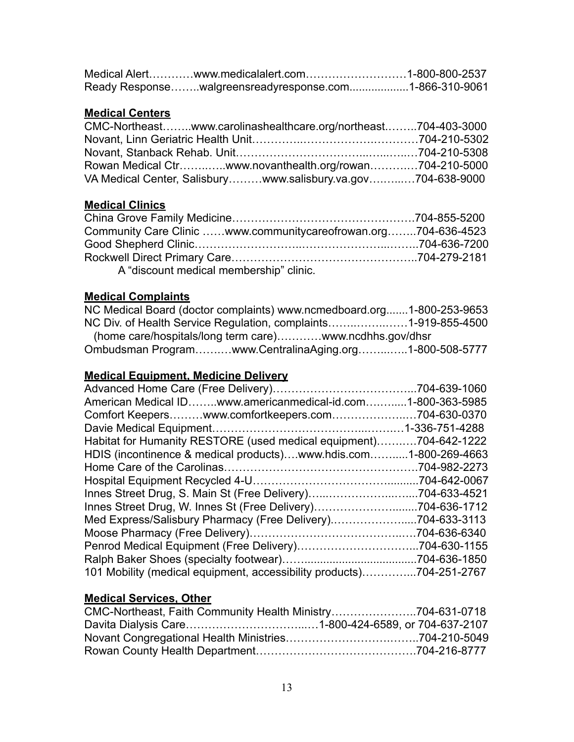Medical Alert…………www.medicalalert.com………………………1-800-800-2537
Ready Response……..walgreensreadyresponse.com...................1-866-310-9061

**Medical Centers**

CMC-Northeast……..www.carolinashealthcare.org/northeast.……..704-403-3000
Novant, Linn Geriatric Health Unit…………..…………………….…………704-210-5302
Novant, Stanback Rehab. Unit………………………………...…...…..…704-210-5308
Rowan Medical Ctr……..…..www.novanthealth.org/rowan…………704-210-5000
VA Medical Center, Salisbury………www.salisbury.va.gov…..…..…704-638-9000

**Medical Clinics**

China Grove Family Medicine………………………………………….704-855-5200
Community Care Clinic ……www.communitycareofrowan.org……..704-636-4523
Good Shepherd Clinic……………………..………………….....……..704-636-7200
Rockwell Direct Primary Care…………………………….…………..704-279-2181
A "discount medical membership" clinic.

**Medical Complaints**

NC Medical Board (doctor complaints) www.ncmedboard.org.......1-800-253-9653
NC Div. of Health Service Regulation, complaints……..……..……1-919-855-4500
(home care/hospitals/long term care)…………www.ncdhhs.gov/dhsr
Ombudsman Program……..…www.CentralinaAging.org……..…..1-800-508-5777

**Medical Equipment, Medicine Delivery**

Advanced Home Care (Free Delivery)………………………………...704-639-1060
American Medical ID……..www.americanmedical-id.com……......1-800-363-5985
Comfort Keepers………www.comfortkeepers.com………………..…704-630-0370
Davie Medical Equipment…………………………………...……..…1-336-751-4288
Habitat for Humanity RESTORE (used medical equipment)………..704-642-1222
HDIS (incontinence & medical products)….www.hdis.com……....1-800-269-4663
Home Care of the Carolinas……………………………………………704-982-2273
Hospital Equipment Recycled 4-U……………………………….........704-642-0067
Innes Street Drug, S. Main St (Free Delivery)…..……………..….....704-633-4521
Innes Street Drug, W. Innes St (Free Delivery)…………………........704-636-1712
Med Express/Salisbury Pharmacy (Free Delivery).……………….....704-633-3113
Moose Pharmacy (Free Delivery)…………………………………..…704-636-6340
Penrod Medical Equipment (Free Delivery)…………………………..704-630-1155
Ralph Baker Shoes (specialty footwear)……...................................704-636-1850
101 Mobility (medical equipment, accessibility products)…………....704-251-2767

**Medical Services, Other**

CMC-Northeast, Faith Community Health Ministry…………………..704-631-0718
Davita Dialysis Care……….……………….…1-800-424-6589, or 704-637-2107
Novant Congregational Health Ministries……………………….……..704-210-5049
Rowan County Health Department……………………………………704-216-8777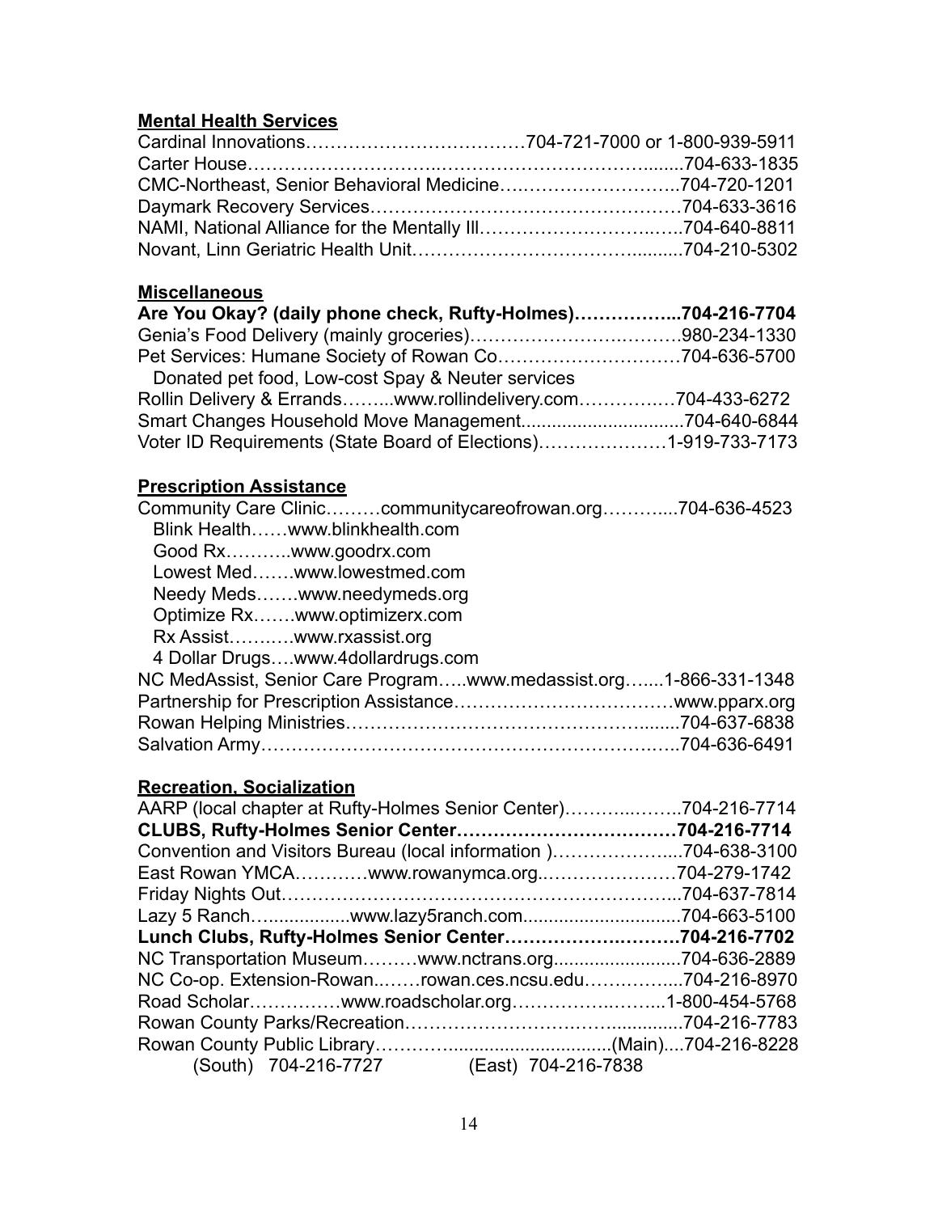## Mental Health Services

Cardinal Innovations………………………………704-721-7000 or 1-800-939-5911
Carter House…………………………………………………………….........704-633-1835
CMC-Northeast, Senior Behavioral Medicine……………………………..704-720-1201
Daymark Recovery Services……………………………………………704-633-3616
NAMI, National Alliance for the Mentally Ill…………………………..…..704-640-8811
Novant, Linn Geriatric Health Unit………………………………...........704-210-5302

## Miscellaneous

**Are You Okay? (daily phone check, Rufty-Holmes)……………...704-216-7704**
Genia's Food Delivery (mainly groceries)………………………….……….980-234-1330
Pet Services: Humane Society of Rowan Co…………………………704-636-5700
Donated pet food, Low-cost Spay & Neuter services
Rollin Delivery & Errands……...www.rollindelivery.com……………704-433-6272
Smart Changes Household Move Management................................704-640-6844
Voter ID Requirements (State Board of Elections)…………………1-919-733-7173

## Prescription Assistance

Community Care Clinic………communitycareofrowan.org………....704-636-4523
- Blink Health……www.blinkhealth.com
- Good Rx………..www.goodrx.com
- Lowest Med…….www.lowestmed.com
- Needy Meds…….www.needymeds.org
- Optimize Rx…….www.optimizerx.com
- Rx Assist……….www.rxassist.org
- 4 Dollar Drugs….www.4dollardrugs.com

NC MedAssist, Senior Care Program…..www.medassist.org…....1-866-331-1348
Partnership for Prescription Assistance……………………………www.pparx.org
Rowan Helping Ministries…………………………………………........704-637-6838
Salvation Army………………………………………………………..…..704-636-6491

## Recreation, Socialization

AARP (local chapter at Rufty-Holmes Senior Center)………..……..704-216-7714
**CLUBS, Rufty-Holmes Senior Center………………………………704-216-7714**
Convention and Visitors Bureau (local information )………………....704-638-3100
East Rowan YMCA…………www.rowanymca.org.…………………704-279-1742
Friday Nights Out……………………………………………………....704-637-7814
Lazy 5 Ranch….................www.lazy5ranch.com..............................704-663-5100
**Lunch Clubs, Rufty-Holmes Senior Center……………….………704-216-7702**
NC Transportation Museum………www.nctrans.org.........................704-636-2889
NC Co-op. Extension-Rowan.……rowan.ces.ncsu.edu……………...704-216-8970
Road Scholar……………www.roadscholar.org…………….……...1-800-454-5768
Rowan County Parks/Recreation……………………….……............704-216-7783
Rowan County Public Library………….............................(Main)....704-216-8228
(South) 704-216-7727 (East) 704-216-7838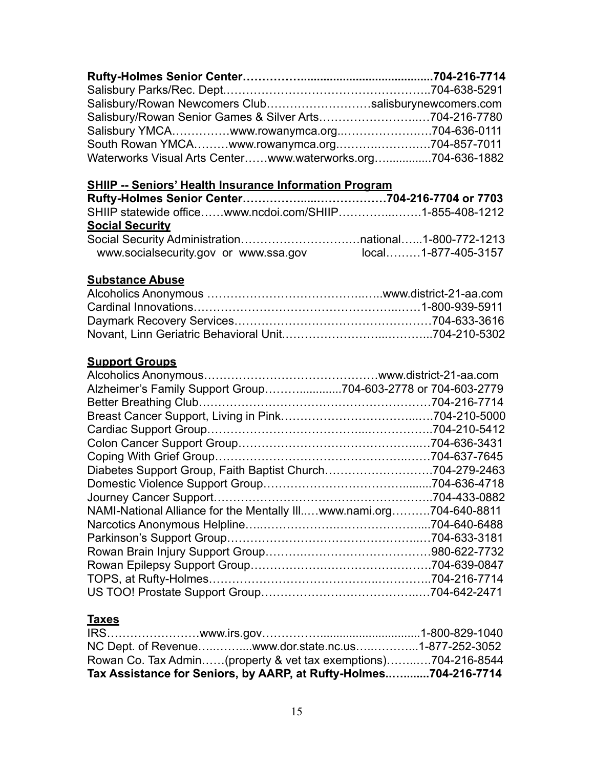**Rufty-Holmes Senior Center……………..........................................704-216-7714**
Salisbury Parks/Rec. Dept……………………………………………..704-638-5291
Salisbury/Rowan Newcomers Club………………………salisburynewcomers.com
Salisbury/Rowan Senior Games & Silver Arts……………………..…704-216-7780
Salisbury YMCA……………www.rowanymca.org.…………………..…704-636-0111
South Rowan YMCA………www.rowanymca.org.……….………….…704-857-7011
Waterworks Visual Arts Center……www.waterworks.org…..............704-636-1882

## SHIIP -- Seniors' Health Insurance Information Program

**Rufty-Holmes Senior Center………….......………………704-216-7704 or 7703**
SHIIP statewide office……www.ncdoi.com/SHIIP…………..…….1-855-408-1212

## Social Security

Social Security Administration………………………..…national…...1-800-772-1213
www.socialsecurity.gov or www.ssa.gov local………1-877-405-3157

## Substance Abuse

Alcoholics Anonymous …………………………………..…..www.district-21-aa.com
Cardinal Innovations……………………………………………..……1-800-939-5911
Daymark Recovery Services……………………………………………704-633-3616
Novant, Linn Geriatric Behavioral Unit…………………….....………..704-210-5302

## Support Groups

Alcoholics Anonymous……………………………………www.district-21-aa.com
Alzheimer's Family Support Group……............704-603-2778 or 704-603-2779
Better Breathing Club……………………………………………………704-216-7714
Breast Cancer Support, Living in Pink……………………………...…704-210-5000
Cardiac Support Group………………………………..……………..704-210-5412
Colon Cancer Support Group…………………………………………..…704-636-3431
Coping With Grief Group…………………………………….…..……704-637-7645
Diabetes Support Group, Faith Baptist Church……………………….704-279-2463
Domestic Violence Support Group…………………………….........704-636-4718
Journey Cancer Support…………………………….………………..704-433-0882
NAMI-National Alliance for the Mentally Ill.….www.nami.org……….704-640-8811
Narcotics Anonymous Helpline…...…………….…………………....704-640-6488
Parkinson's Support Group……………………………………….…704-633-3181
Rowan Brain Injury Support Group……….…………………………980-622-7732
Rowan Epilepsy Support Group…………….……………………….704-639-0847
TOPS, at Rufty-Holmes…………………………………...…………..704-216-7714
US TOO! Prostate Support Group………………………………..…704-642-2471

## Taxes

IRS……………………www.irs.gov……………..............................1-800-829-1040
NC Dept. of Revenue…..…......www.dor.state.nc.us…..………..1-877-252-3052
Rowan Co. Tax Admin……(property & vet tax exemptions)……..…704-216-8544
**Tax Assistance for Seniors, by AARP, at Rufty-Holmes..…........704-216-7714**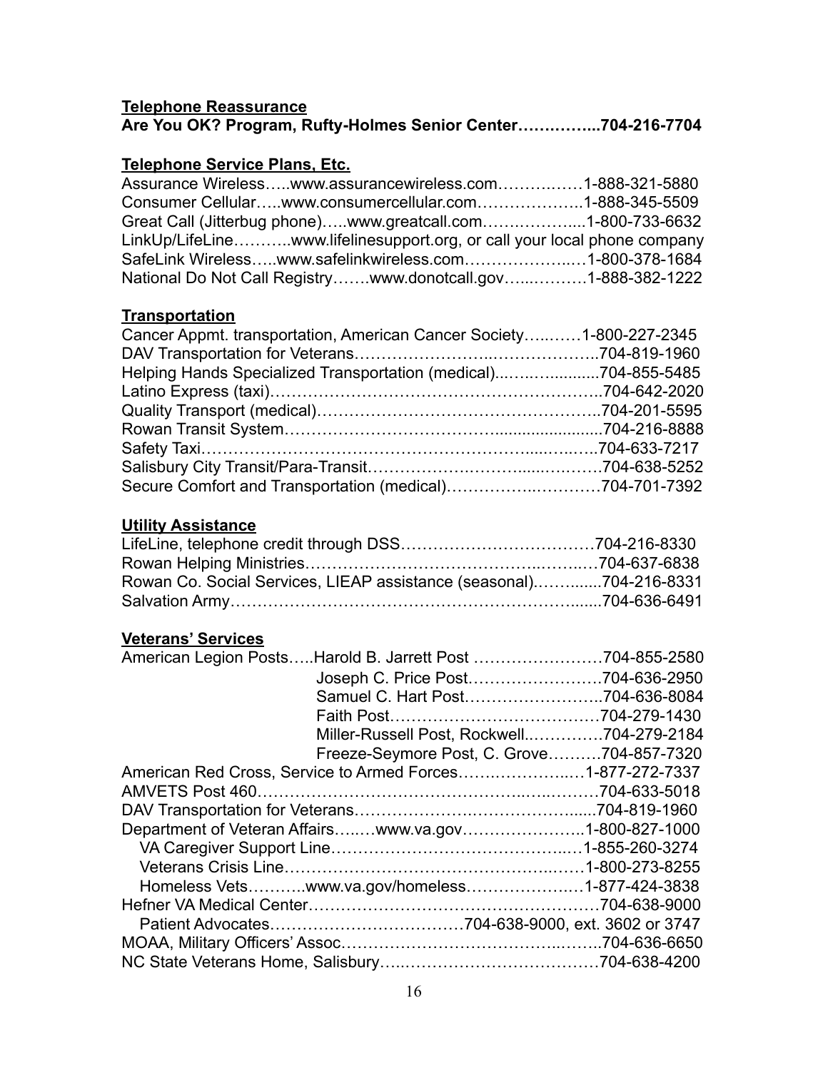**Telephone Reassurance**

**Are You OK? Program, Rufty-Holmes Senior Center…….……...704-216-7704**

**Telephone Service Plans, Etc.**

Assurance Wireless…..www.assurancewireless.com…………….1-888-321-5880
Consumer Cellular…..www.consumercellular.com………………..1-888-345-5509
Great Call (Jitterbug phone)…..www.greatcall.com……….……....1-800-733-6632
LinkUp/LifeLine………..www.lifelinesupport.org, or call your local phone company
SafeLink Wireless…..www.safelinkwireless.com……………….…1-800-378-1684
National Do Not Call Registry…….www.donotcall.gov…...………1-888-382-1222

**Transportation**

Cancer Appmt. transportation, American Cancer Society…..……1-800-227-2345
DAV Transportation for Veterans……………………..………………..704-819-1960
Helping Hands Specialized Transportation (medical)..…..….........704-855-5485
Latino Express (taxi)……………….………………….………….……..704-642-2020
Quality Transport (medical)……………………………………………..704-201-5595
Rowan Transit System……………………………….........................704-216-8888
Safety Taxi……………………………………………………...…...…..704-633-7217
Salisbury City Transit/Para-Transit………………………......….……704-638-5252
Secure Comfort and Transportation (medical)……………..…………704-701-7392

**Utility Assistance**

LifeLine, telephone credit through DSS………………………………704-216-8330
Rowan Helping Ministries…………………………………….…….…704-637-6838
Rowan Co. Social Services, LIEAP assistance (seasonal).……......704-216-8331
Salvation Army……..…………………………………………….…......704-636-6491

**Veterans' Services**

American Legion Posts…..Harold B. Jarrett Post ……………………704-855-2580
Joseph C. Price Post…………………….704-636-2950
Samuel C. Hart Post……………………..704-636-8084
Faith Post…………………………………704-279-1430
Miller-Russell Post, Rockwell..…………704-279-2184
Freeze-Seymore Post, C. Grove……….704-857-7320
American Red Cross, Service to Armed Forces…….…………..…1-877-272-7337
AMVETS Post 460…………………………………………..…..………704-633-5018
DAV Transportation for Veterans……………….…………………......704-819-1960
Department of Veteran Affairs…..…www.va.gov…………………..1-800-827-1000
VA Caregiver Support Line……………………………………..…1-855-260-3274
Veterans Crisis Line……………………………………………..……1-800-273-8255
Homeless Vets………..www.va.gov/homeless……………….…1-877-424-3838
Hefner VA Medical Center……………….……………….……………704-638-9000
Patient Advocates………………………………704-638-9000, ext. 3602 or 3747
MOAA, Military Officers' Assoc…………………………………..……..704-636-6650
NC State Veterans Home, Salisbury…..………………………………704-638-4200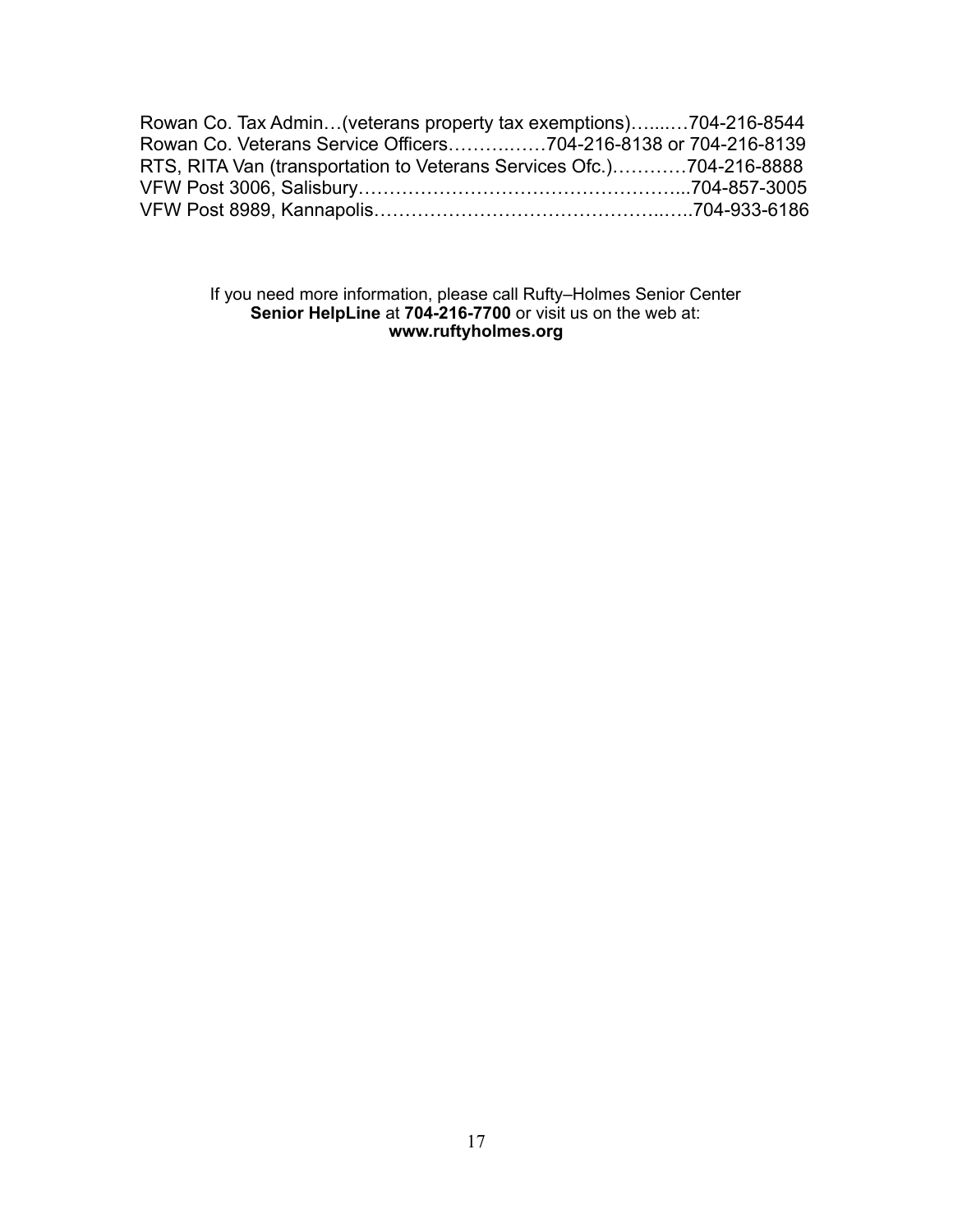Rowan Co. Tax Admin…(veterans property tax exemptions)…....…704-216-8544
Rowan Co. Veterans Service Officers………..……704-216-8138 or 704-216-8139
RTS, RITA Van (transportation to Veterans Services Ofc.)…………704-216-8888
VFW Post 3006, Salisbury……………………………………………...704-857-3005
VFW Post 8989, Kannapolis……………………………………...…..704-933-6186

If you need more information, please call Rufty–Holmes Senior Center **Senior HelpLine** at **704-216-7700** or visit us on the web at: **www.ruftyholmes.org**